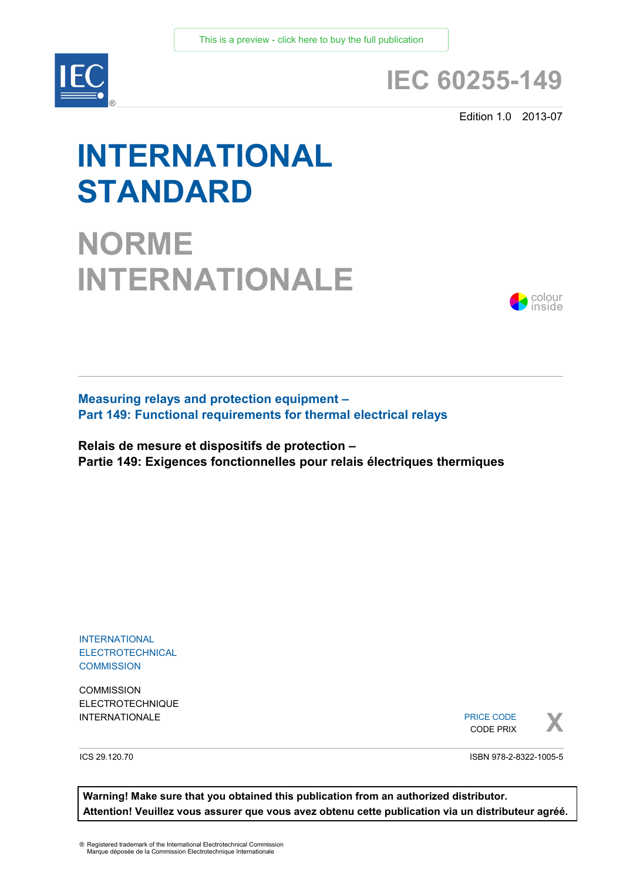This is a preview - click here to buy the full publication

IEC 60255-149

Edition 1.0 2013-07

# INTERNATIONAL STANDARD

# NORME INTERNATIONALE

colour inside

**Measuring relays and protection equipment –**
**Part 149: Functional requirements for thermal electrical relays**

**Relais de mesure et dispositifs de protection –**
**Partie 149: Exigences fonctionnelles pour relais électriques thermiques**

INTERNATIONAL
ELECTROTECHNICAL
COMMISSION

COMMISSION
ELECTROTECHNIQUE
INTERNATIONALE

PRICE CODE
CODE PRIX **X**

ICS 29.120.70

ISBN 978-2-8322-1005-5

**Warning! Make sure that you obtained this publication from an authorized distributor.**
**Attention! Veuillez vous assurer que vous avez obtenu cette publication via un distributeur agréé.**

® Registered trademark of the International Electrotechnical Commission
Marque déposée de la Commission Electrotechnique Internationale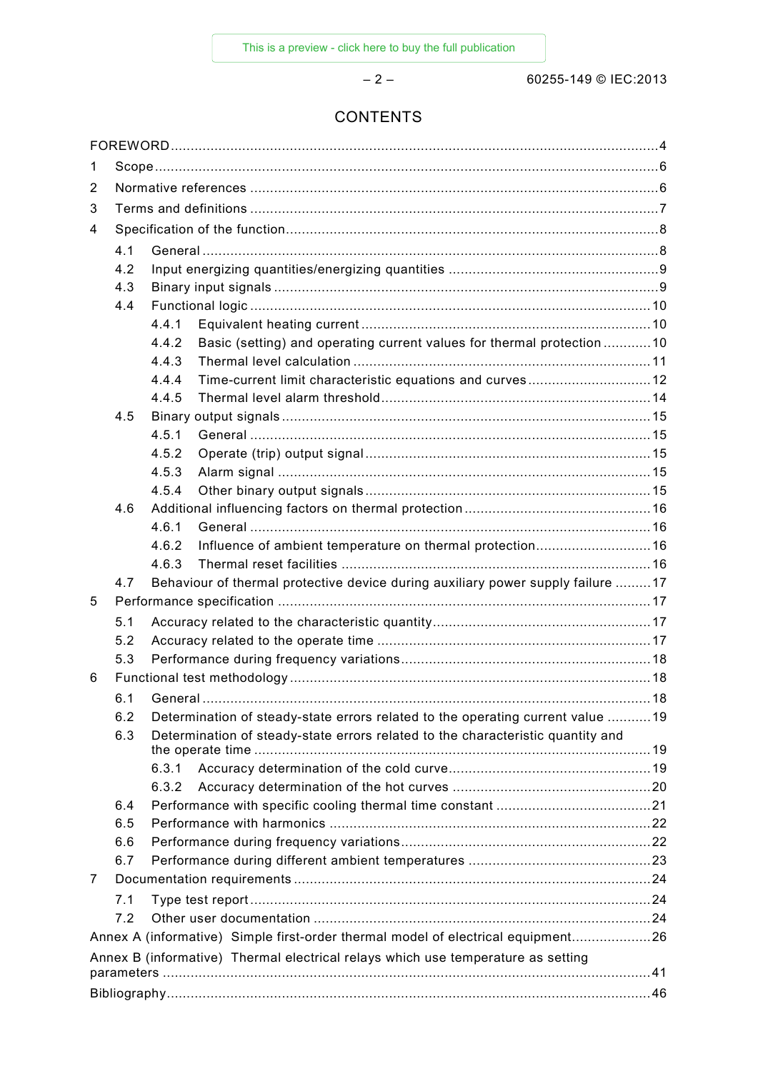# CONTENTS

FOREWORD 4

1 Scope 6

2 Normative references 6

3 Terms and definitions 7

4 Specification of the function 8

- 4.1 General 8
- 4.2 Input energizing quantities/energizing quantities 9
- 4.3 Binary input signals 9
- 4.4 Functional logic 10
  - 4.4.1 Equivalent heating current 10
  - 4.4.2 Basic (setting) and operating current values for thermal protection 10
  - 4.4.3 Thermal level calculation 11
  - 4.4.4 Time-current limit characteristic equations and curves 12
  - 4.4.5 Thermal level alarm threshold 14
- 4.5 Binary output signals 15
  - 4.5.1 General 15
  - 4.5.2 Operate (trip) output signal 15
  - 4.5.3 Alarm signal 15
  - 4.5.4 Other binary output signals 15
- 4.6 Additional influencing factors on thermal protection 16
  - 4.6.1 General 16
  - 4.6.2 Influence of ambient temperature on thermal protection 16
  - 4.6.3 Thermal reset facilities 16
- 4.7 Behaviour of thermal protective device during auxiliary power supply failure 17

5 Performance specification 17

- 5.1 Accuracy related to the characteristic quantity 17
- 5.2 Accuracy related to the operate time 17
- 5.3 Performance during frequency variations 18

6 Functional test methodology 18

- 6.1 General 18
- 6.2 Determination of steady-state errors related to the operating current value 19
- 6.3 Determination of steady-state errors related to the characteristic quantity and the operate time 19
  - 6.3.1 Accuracy determination of the cold curve 19
  - 6.3.2 Accuracy determination of the hot curves 20
- 6.4 Performance with specific cooling thermal time constant 21
- 6.5 Performance with harmonics 22
- 6.6 Performance during frequency variations 22
- 6.7 Performance during different ambient temperatures 23

7 Documentation requirements 24

- 7.1 Type test report 24
- 7.2 Other user documentation 24

Annex A (informative) Simple first-order thermal model of electrical equipment 26

Annex B (informative) Thermal electrical relays which use temperature as setting parameters 41

Bibliography 46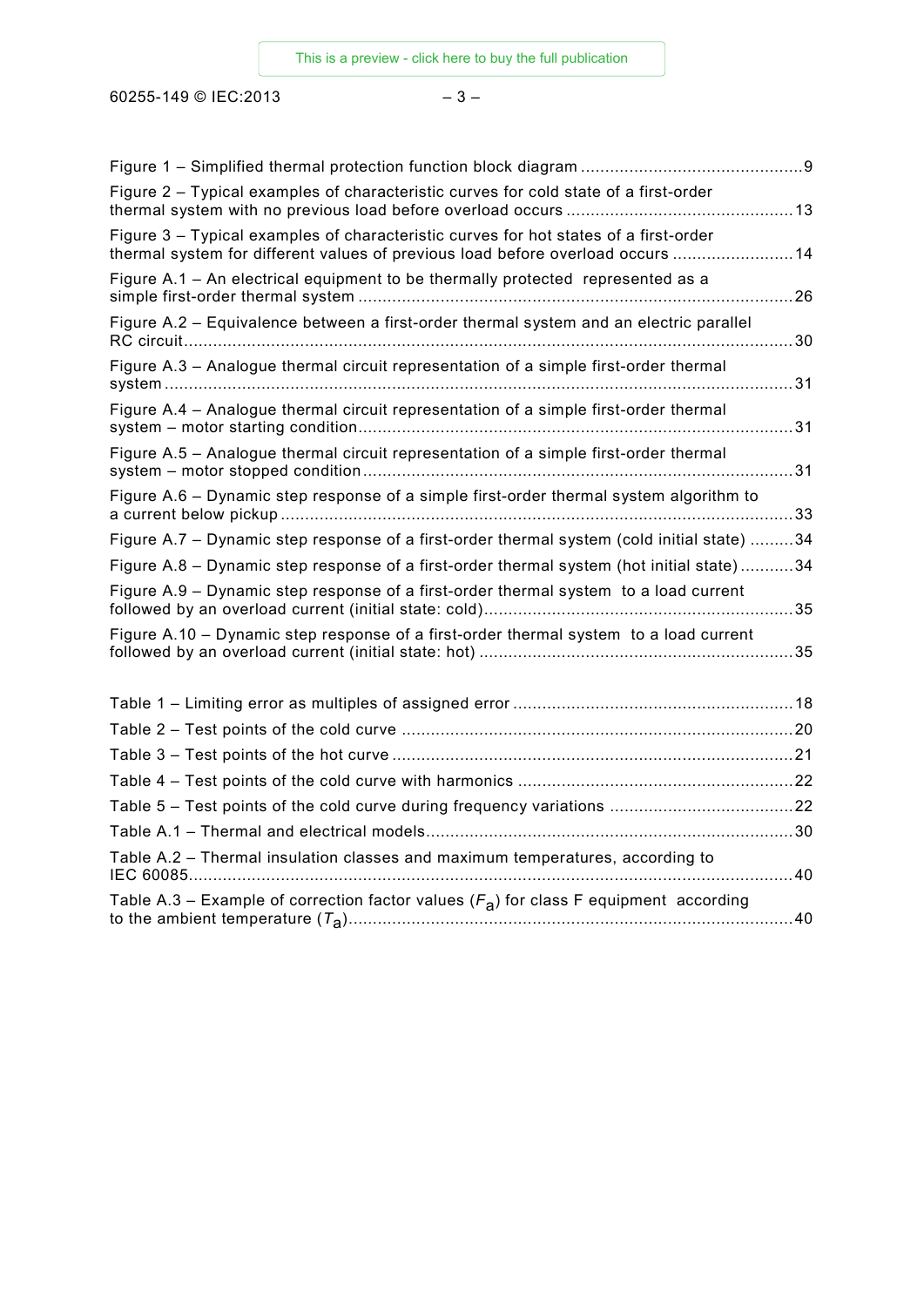Figure 1 – Simplified thermal protection function block diagram ............................................. 9

Figure 2 – Typical examples of characteristic curves for cold state of a first-order thermal system with no previous load before overload occurs .............................................. 13

Figure 3 – Typical examples of characteristic curves for hot states of a first-order thermal system for different values of previous load before overload occurs ......................... 14

Figure A.1 – An electrical equipment to be thermally protected represented as a simple first-order thermal system ......................................................................................... 26

Figure A.2 – Equivalence between a first-order thermal system and an electric parallel RC circuit............................................................................................................................. 30

Figure A.3 – Analogue thermal circuit representation of a simple first-order thermal system ................................................................................................................................. 31

Figure A.4 – Analogue thermal circuit representation of a simple first-order thermal system – motor starting condition......................................................................................... 31

Figure A.5 – Analogue thermal circuit representation of a simple first-order thermal system – motor stopped condition ........................................................................................ 31

Figure A.6 – Dynamic step response of a simple first-order thermal system algorithm to a current below pickup ........................................................................................................ 33

Figure A.7 – Dynamic step response of a first-order thermal system (cold initial state) ......... 34

Figure A.8 – Dynamic step response of a first-order thermal system (hot initial state) ........... 34

Figure A.9 – Dynamic step response of a first-order thermal system to a load current followed by an overload current (initial state: cold)............................................................... 35

Figure A.10 – Dynamic step response of a first-order thermal system to a load current followed by an overload current (initial state: hot) ................................................................ 35

Table 1 – Limiting error as multiples of assigned error .......................................................... 18

Table 2 – Test points of the cold curve ................................................................................. 20

Table 3 – Test points of the hot curve ................................................................................... 21

Table 4 – Test points of the cold curve with harmonics ......................................................... 22

Table 5 – Test points of the cold curve during frequency variations ...................................... 22

Table A.1 – Thermal and electrical models............................................................................ 30

Table A.2 – Thermal insulation classes and maximum temperatures, according to IEC 60085............................................................................................................................ 40

Table A.3 – Example of correction factor values ($F_a$) for class F equipment according to the ambient temperature ($T_a$)........................................................................................... 40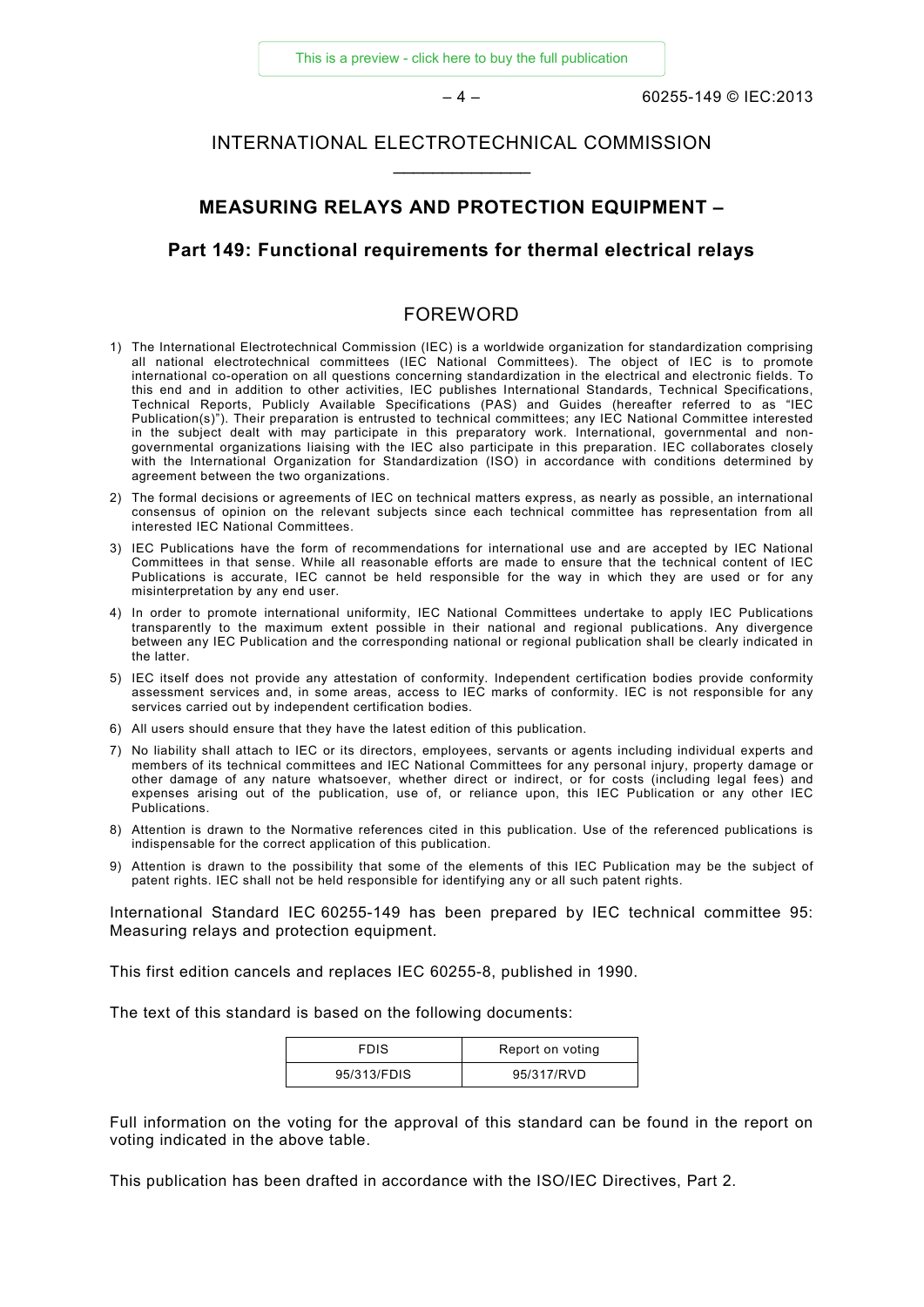# INTERNATIONAL ELECTROTECHNICAL COMMISSION

____________

## MEASURING RELAYS AND PROTECTION EQUIPMENT –

## Part 149: Functional requirements for thermal electrical relays

### FOREWORD

1) The International Electrotechnical Commission (IEC) is a worldwide organization for standardization comprising all national electrotechnical committees (IEC National Committees). The object of IEC is to promote international co-operation on all questions concerning standardization in the electrical and electronic fields. To this end and in addition to other activities, IEC publishes International Standards, Technical Specifications, Technical Reports, Publicly Available Specifications (PAS) and Guides (hereafter referred to as "IEC Publication(s)"). Their preparation is entrusted to technical committees; any IEC National Committee interested in the subject dealt with may participate in this preparatory work. International, governmental and non-governmental organizations liaising with the IEC also participate in this preparation. IEC collaborates closely with the International Organization for Standardization (ISO) in accordance with conditions determined by agreement between the two organizations.
2) The formal decisions or agreements of IEC on technical matters express, as nearly as possible, an international consensus of opinion on the relevant subjects since each technical committee has representation from all interested IEC National Committees.
3) IEC Publications have the form of recommendations for international use and are accepted by IEC National Committees in that sense. While all reasonable efforts are made to ensure that the technical content of IEC Publications is accurate, IEC cannot be held responsible for the way in which they are used or for any misinterpretation by any end user.
4) In order to promote international uniformity, IEC National Committees undertake to apply IEC Publications transparently to the maximum extent possible in their national and regional publications. Any divergence between any IEC Publication and the corresponding national or regional publication shall be clearly indicated in the latter.
5) IEC itself does not provide any attestation of conformity. Independent certification bodies provide conformity assessment services and, in some areas, access to IEC marks of conformity. IEC is not responsible for any services carried out by independent certification bodies.
6) All users should ensure that they have the latest edition of this publication.
7) No liability shall attach to IEC or its directors, employees, servants or agents including individual experts and members of its technical committees and IEC National Committees for any personal injury, property damage or other damage of any nature whatsoever, whether direct or indirect, or for costs (including legal fees) and expenses arising out of the publication, use of, or reliance upon, this IEC Publication or any other IEC Publications.
8) Attention is drawn to the Normative references cited in this publication. Use of the referenced publications is indispensable for the correct application of this publication.
9) Attention is drawn to the possibility that some of the elements of this IEC Publication may be the subject of patent rights. IEC shall not be held responsible for identifying any or all such patent rights.

International Standard IEC 60255-149 has been prepared by IEC technical committee 95: Measuring relays and protection equipment.

This first edition cancels and replaces IEC 60255-8, published in 1990.

The text of this standard is based on the following documents:

| FDIS | Report on voting |
|---|---|
| 95/313/FDIS | 95/317/RVD |

Full information on the voting for the approval of this standard can be found in the report on voting indicated in the above table.

This publication has been drafted in accordance with the ISO/IEC Directives, Part 2.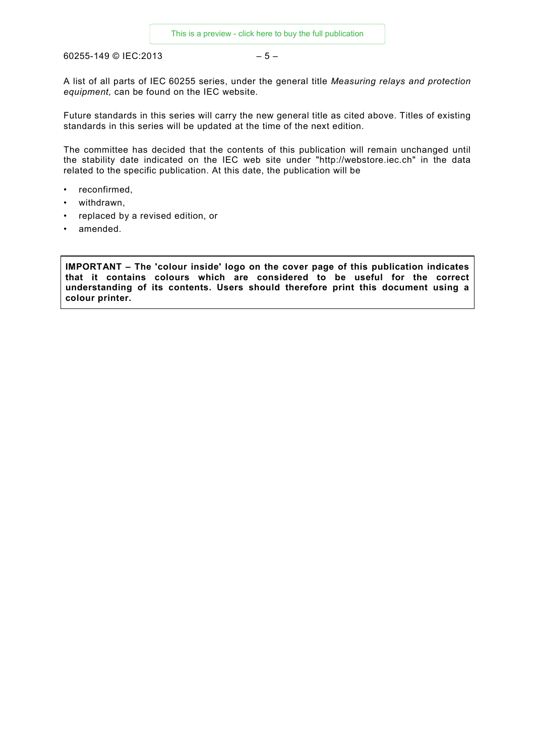A list of all parts of IEC 60255 series, under the general title *Measuring relays and protection equipment,* can be found on the IEC website.

Future standards in this series will carry the new general title as cited above. Titles of existing standards in this series will be updated at the time of the next edition.

The committee has decided that the contents of this publication will remain unchanged until the stability date indicated on the IEC web site under "http://webstore.iec.ch" in the data related to the specific publication. At this date, the publication will be

- reconfirmed,
- withdrawn,
- replaced by a revised edition, or
- amended.

**IMPORTANT – The 'colour inside' logo on the cover page of this publication indicates that it contains colours which are considered to be useful for the correct understanding of its contents. Users should therefore print this document using a colour printer.**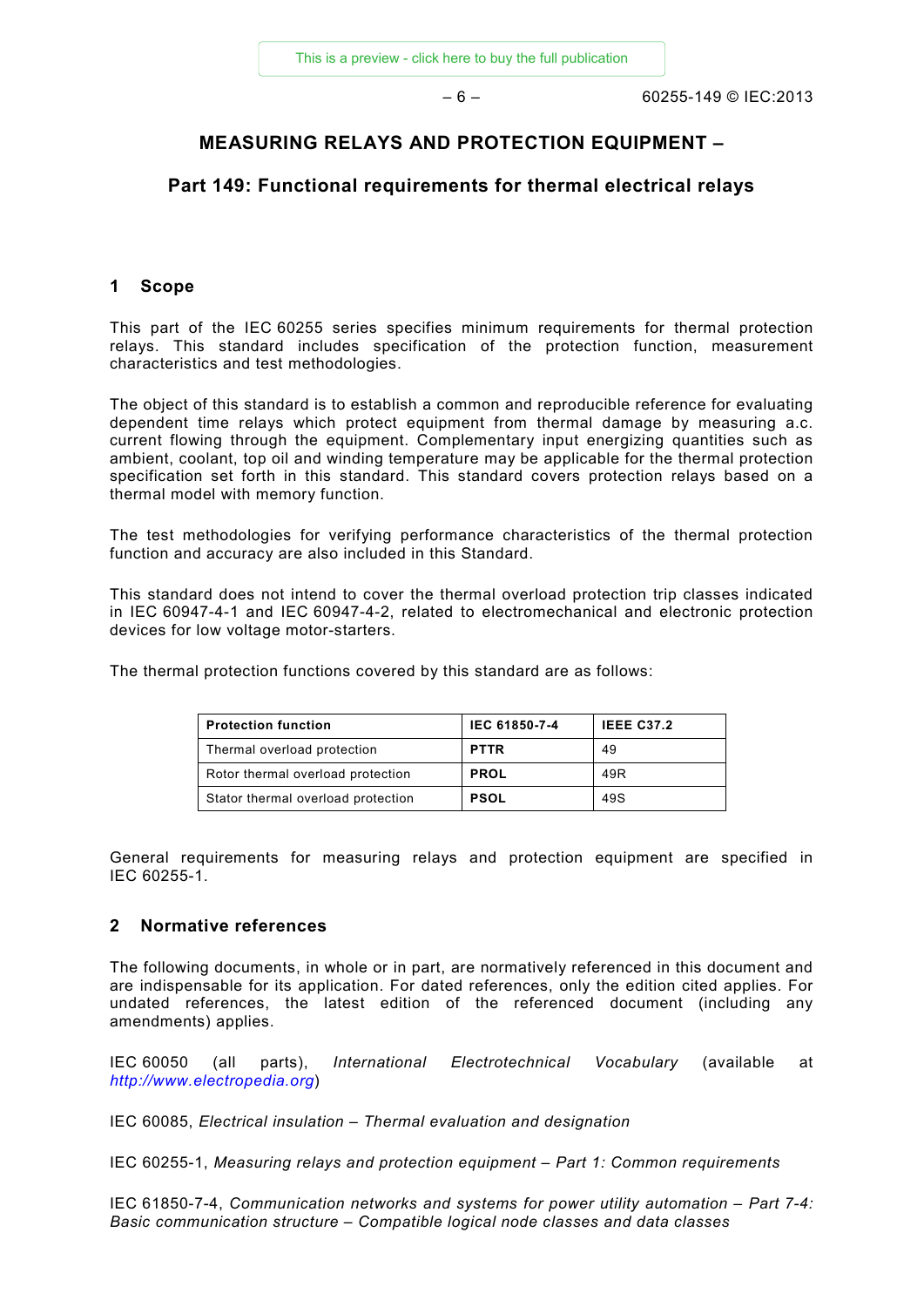# MEASURING RELAYS AND PROTECTION EQUIPMENT –

## Part 149: Functional requirements for thermal electrical relays

## 1 Scope

This part of the IEC 60255 series specifies minimum requirements for thermal protection relays. This standard includes specification of the protection function, measurement characteristics and test methodologies.

The object of this standard is to establish a common and reproducible reference for evaluating dependent time relays which protect equipment from thermal damage by measuring a.c. current flowing through the equipment. Complementary input energizing quantities such as ambient, coolant, top oil and winding temperature may be applicable for the thermal protection specification set forth in this standard. This standard covers protection relays based on a thermal model with memory function.

The test methodologies for verifying performance characteristics of the thermal protection function and accuracy are also included in this Standard.

This standard does not intend to cover the thermal overload protection trip classes indicated in IEC 60947-4-1 and IEC 60947-4-2, related to electromechanical and electronic protection devices for low voltage motor-starters.

The thermal protection functions covered by this standard are as follows:

| **Protection function** | **IEC 61850-7-4** | **IEEE C37.2** |
|---|---|---|
| Thermal overload protection | **PTTR** | 49 |
| Rotor thermal overload protection | **PROL** | 49R |
| Stator thermal overload protection | **PSOL** | 49S |

General requirements for measuring relays and protection equipment are specified in IEC 60255-1.

## 2 Normative references

The following documents, in whole or in part, are normatively referenced in this document and are indispensable for its application. For dated references, only the edition cited applies. For undated references, the latest edition of the referenced document (including any amendments) applies.

IEC 60050 (all parts), *International Electrotechnical Vocabulary* (available at *http://www.electropedia.org*)

IEC 60085, *Electrical insulation – Thermal evaluation and designation*

IEC 60255-1, *Measuring relays and protection equipment – Part 1: Common requirements*

IEC 61850-7-4, *Communication networks and systems for power utility automation – Part 7-4: Basic communication structure – Compatible logical node classes and data classes*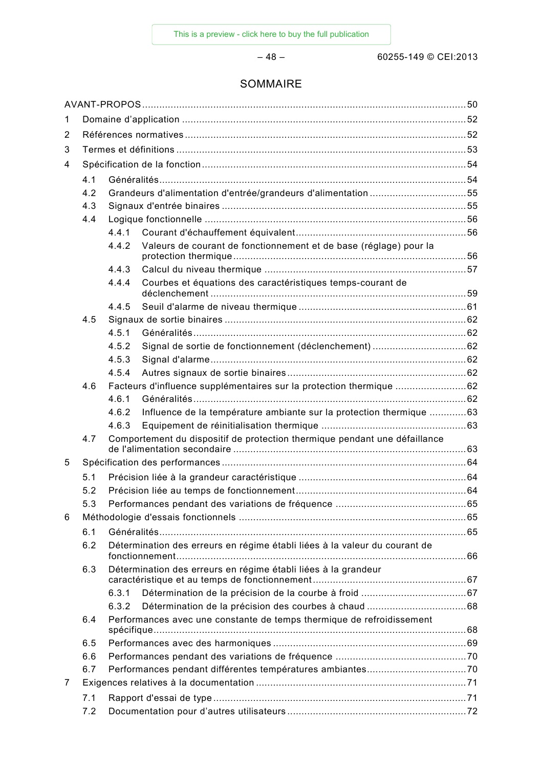# SOMMAIRE

AVANT-PROPOS .......... 50

1 Domaine d'application .......... 52

2 Références normatives .......... 52

3 Termes et définitions .......... 53

4 Spécification de la fonction .......... 54

- 4.1 Généralités .......... 54
- 4.2 Grandeurs d'alimentation d'entrée/grandeurs d'alimentation .......... 55
- 4.3 Signaux d'entrée binaires .......... 55
- 4.4 Logique fonctionnelle .......... 56
  - 4.4.1 Courant d'échauffement équivalent .......... 56
  - 4.4.2 Valeurs de courant de fonctionnement et de base (réglage) pour la protection thermique .......... 56
  - 4.4.3 Calcul du niveau thermique .......... 57
  - 4.4.4 Courbes et équations des caractéristiques temps-courant de déclenchement .......... 59
  - 4.4.5 Seuil d'alarme de niveau thermique .......... 61
- 4.5 Signaux de sortie binaires .......... 62
  - 4.5.1 Généralités .......... 62
  - 4.5.2 Signal de sortie de fonctionnement (déclenchement) .......... 62
  - 4.5.3 Signal d'alarme .......... 62
  - 4.5.4 Autres signaux de sortie binaires .......... 62
- 4.6 Facteurs d'influence supplémentaires sur la protection thermique .......... 62
  - 4.6.1 Généralités .......... 62
  - 4.6.2 Influence de la température ambiante sur la protection thermique .......... 63
  - 4.6.3 Equipement de réinitialisation thermique .......... 63
- 4.7 Comportement du dispositif de protection thermique pendant une défaillance de l'alimentation secondaire .......... 63

5 Spécification des performances .......... 64

- 5.1 Précision liée à la grandeur caractéristique .......... 64
- 5.2 Précision liée au temps de fonctionnement .......... 64
- 5.3 Performances pendant des variations de fréquence .......... 65

6 Méthodologie d'essais fonctionnels .......... 65

- 6.1 Généralités .......... 65
- 6.2 Détermination des erreurs en régime établi liées à la valeur du courant de fonctionnement .......... 66
- 6.3 Détermination des erreurs en régime établi liées à la grandeur caractéristique et au temps de fonctionnement .......... 67
  - 6.3.1 Détermination de la précision de la courbe à froid .......... 67
  - 6.3.2 Détermination de la précision des courbes à chaud .......... 68
- 6.4 Performances avec une constante de temps thermique de refroidissement spécifique .......... 68
- 6.5 Performances avec des harmoniques .......... 69
- 6.6 Performances pendant des variations de fréquence .......... 70
- 6.7 Performances pendant différentes températures ambiantes .......... 70

7 Exigences relatives à la documentation .......... 71

- 7.1 Rapport d'essai de type .......... 71
- 7.2 Documentation pour d'autres utilisateurs .......... 72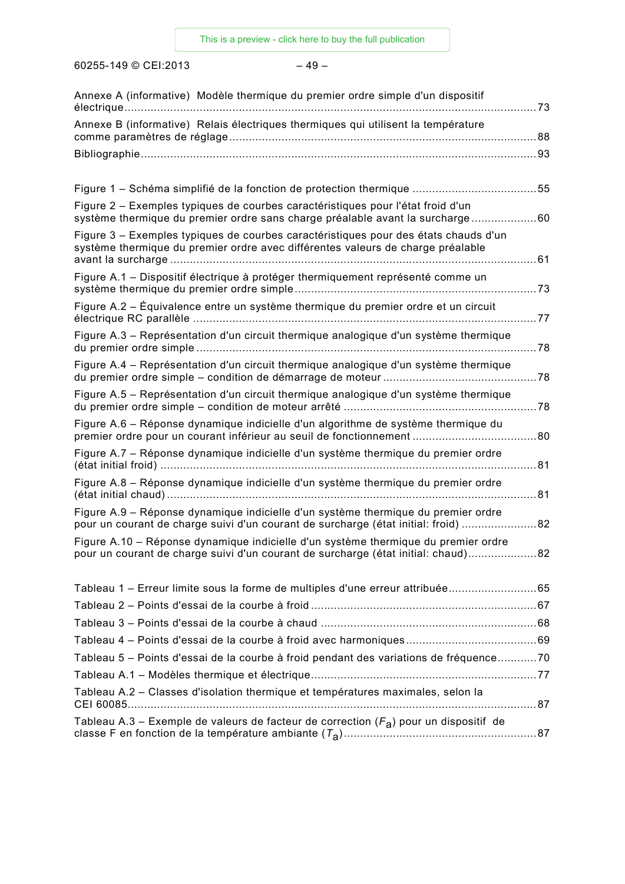Annexe A (informative) Modèle thermique du premier ordre simple d'un dispositif électrique ....... 73

Annexe B (informative) Relais électriques thermiques qui utilisent la température comme paramètres de réglage ....... 88

Bibliographie ....... 93

Figure 1 – Schéma simplifié de la fonction de protection thermique ....... 55

Figure 2 – Exemples typiques de courbes caractéristiques pour l'état froid d'un système thermique du premier ordre sans charge préalable avant la surcharge ....... 60

Figure 3 – Exemples typiques de courbes caractéristiques pour des états chauds d'un système thermique du premier ordre avec différentes valeurs de charge préalable avant la surcharge ....... 61

Figure A.1 – Dispositif électrique à protéger thermiquement représenté comme un système thermique du premier ordre simple ....... 73

Figure A.2 – Équivalence entre un système thermique du premier ordre et un circuit électrique RC parallèle ....... 77

Figure A.3 – Représentation d'un circuit thermique analogique d'un système thermique du premier ordre simple ....... 78

Figure A.4 – Représentation d'un circuit thermique analogique d'un système thermique du premier ordre simple – condition de démarrage de moteur ....... 78

Figure A.5 – Représentation d'un circuit thermique analogique d'un système thermique du premier ordre simple – condition de moteur arrêté ....... 78

Figure A.6 – Réponse dynamique indicielle d'un algorithme de système thermique du premier ordre pour un courant inférieur au seuil de fonctionnement ....... 80

Figure A.7 – Réponse dynamique indicielle d'un système thermique du premier ordre (état initial froid) ....... 81

Figure A.8 – Réponse dynamique indicielle d'un système thermique du premier ordre (état initial chaud) ....... 81

Figure A.9 – Réponse dynamique indicielle d'un système thermique du premier ordre pour un courant de charge suivi d'un courant de surcharge (état initial: froid) ....... 82

Figure A.10 – Réponse dynamique indicielle d'un système thermique du premier ordre pour un courant de charge suivi d'un courant de surcharge (état initial: chaud) ....... 82

Tableau 1 – Erreur limite sous la forme de multiples d'une erreur attribuée ....... 65

Tableau 2 – Points d'essai de la courbe à froid ....... 67

Tableau 3 – Points d'essai de la courbe à chaud ....... 68

Tableau 4 – Points d'essai de la courbe à froid avec harmoniques ....... 69

Tableau 5 – Points d'essai de la courbe à froid pendant des variations de fréquence ....... 70

Tableau A.1 – Modèles thermique et électrique ....... 77

Tableau A.2 – Classes d'isolation thermique et températures maximales, selon la CEI 60085 ....... 87

Tableau A.3 – Exemple de valeurs de facteur de correction ($F_a$) pour un dispositif de classe F en fonction de la température ambiante ($T_a$) ....... 87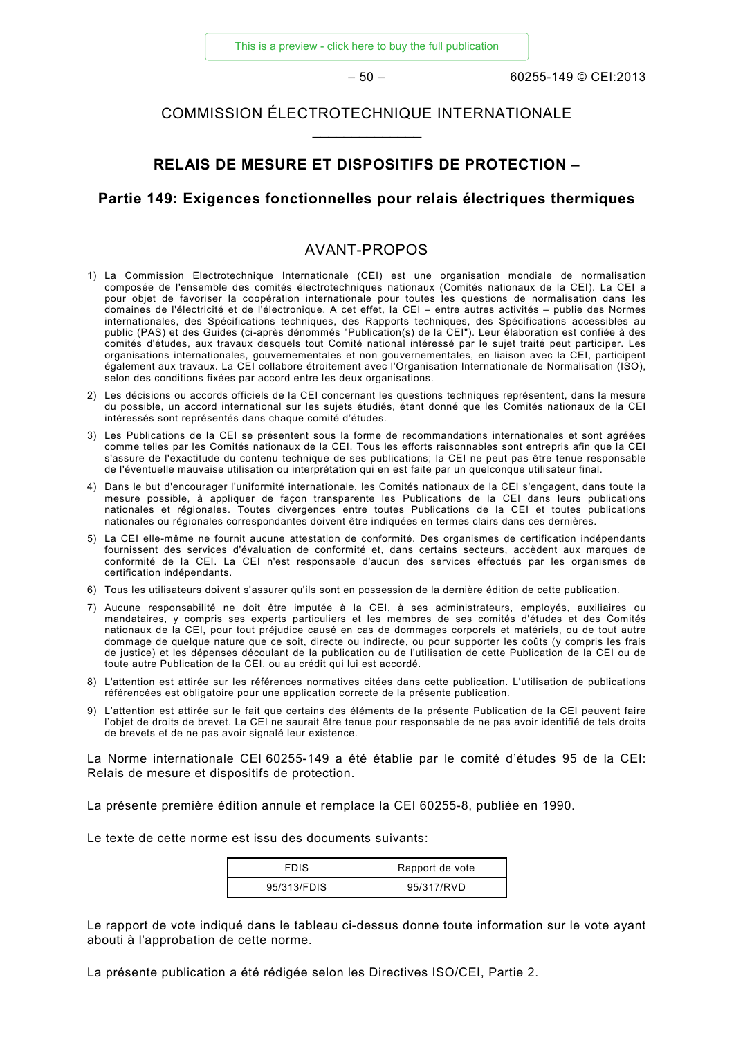# COMMISSION ÉLECTROTECHNIQUE INTERNATIONALE

____________

## RELAIS DE MESURE ET DISPOSITIFS DE PROTECTION –

## Partie 149: Exigences fonctionnelles pour relais électriques thermiques

## AVANT-PROPOS

1) La Commission Electrotechnique Internationale (CEI) est une organisation mondiale de normalisation composée de l'ensemble des comités électrotechniques nationaux (Comités nationaux de la CEI). La CEI a pour objet de favoriser la coopération internationale pour toutes les questions de normalisation dans les domaines de l'électricité et de l'électronique. A cet effet, la CEI – entre autres activités – publie des Normes internationales, des Spécifications techniques, des Rapports techniques, des Spécifications accessibles au public (PAS) et des Guides (ci-après dénommés "Publication(s) de la CEI"). Leur élaboration est confiée à des comités d'études, aux travaux desquels tout Comité national intéressé par le sujet traité peut participer. Les organisations internationales, gouvernementales et non gouvernementales, en liaison avec la CEI, participent également aux travaux. La CEI collabore étroitement avec l'Organisation Internationale de Normalisation (ISO), selon des conditions fixées par accord entre les deux organisations.
2) Les décisions ou accords officiels de la CEI concernant les questions techniques représentent, dans la mesure du possible, un accord international sur les sujets étudiés, étant donné que les Comités nationaux de la CEI intéressés sont représentés dans chaque comité d'études.
3) Les Publications de la CEI se présentent sous la forme de recommandations internationales et sont agréées comme telles par les Comités nationaux de la CEI. Tous les efforts raisonnables sont entrepris afin que la CEI s'assure de l'exactitude du contenu technique de ses publications; la CEI ne peut pas être tenue responsable de l'éventuelle mauvaise utilisation ou interprétation qui en est faite par un quelconque utilisateur final.
4) Dans le but d'encourager l'uniformité internationale, les Comités nationaux de la CEI s'engagent, dans toute la mesure possible, à appliquer de façon transparente les Publications de la CEI dans leurs publications nationales et régionales. Toutes divergences entre toutes Publications de la CEI et toutes publications nationales ou régionales correspondantes doivent être indiquées en termes clairs dans ces dernières.
5) La CEI elle-même ne fournit aucune attestation de conformité. Des organismes de certification indépendants fournissent des services d'évaluation de conformité et, dans certains secteurs, accèdent aux marques de conformité de la CEI. La CEI n'est responsable d'aucun des services effectués par les organismes de certification indépendants.
6) Tous les utilisateurs doivent s'assurer qu'ils sont en possession de la dernière édition de cette publication.
7) Aucune responsabilité ne doit être imputée à la CEI, à ses administrateurs, employés, auxiliaires ou mandataires, y compris ses experts particuliers et les membres de ses comités d'études et des Comités nationaux de la CEI, pour tout préjudice causé en cas de dommages corporels et matériels, ou de tout autre dommage de quelque nature que ce soit, directe ou indirecte, ou pour supporter les coûts (y compris les frais de justice) et les dépenses découlant de la publication ou de l'utilisation de cette Publication de la CEI ou de toute autre Publication de la CEI, ou au crédit qui lui est accordé.
8) L'attention est attirée sur les références normatives citées dans cette publication. L'utilisation de publications référencées est obligatoire pour une application correcte de la présente publication.
9) L'attention est attirée sur le fait que certains des éléments de la présente Publication de la CEI peuvent faire l'objet de droits de brevet. La CEI ne saurait être tenue pour responsable de ne pas avoir identifié de tels droits de brevets et de ne pas avoir signalé leur existence.

La Norme internationale CEI 60255-149 a été établie par le comité d'études 95 de la CEI: Relais de mesure et dispositifs de protection.

La présente première édition annule et remplace la CEI 60255-8, publiée en 1990.

Le texte de cette norme est issu des documents suivants:

| FDIS | Rapport de vote |
|---|---|
| 95/313/FDIS | 95/317/RVD |

Le rapport de vote indiqué dans le tableau ci-dessus donne toute information sur le vote ayant abouti à l'approbation de cette norme.

La présente publication a été rédigée selon les Directives ISO/CEI, Partie 2.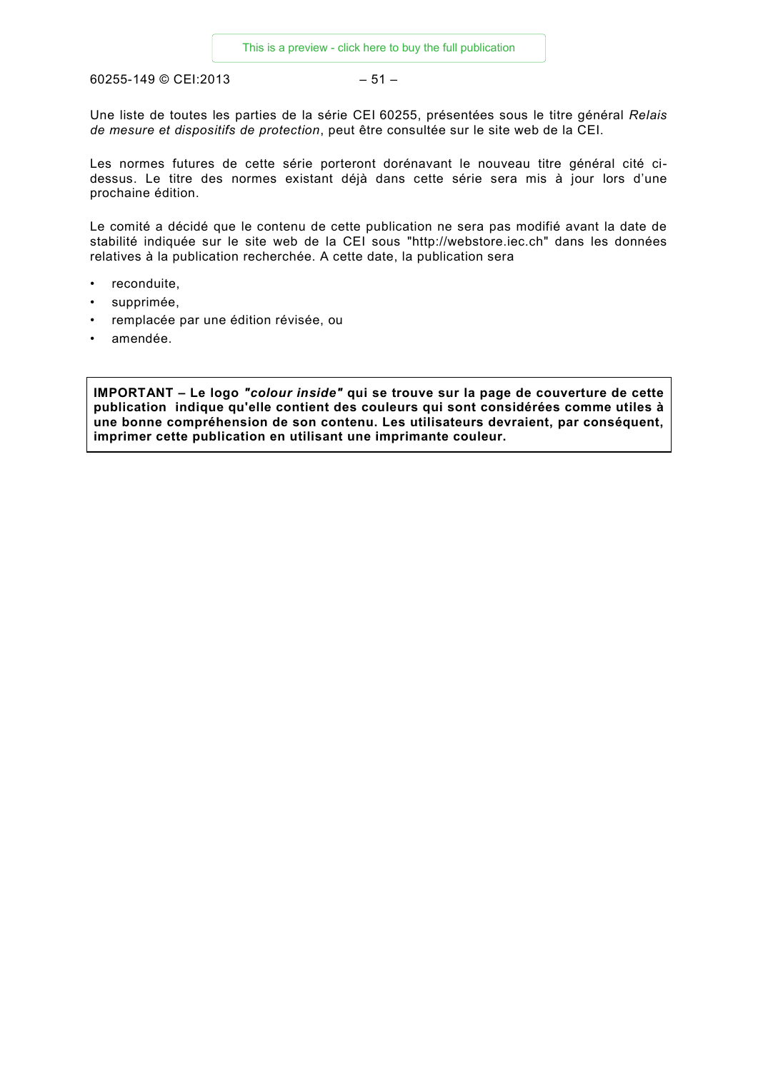Une liste de toutes les parties de la série CEI 60255, présentées sous le titre général *Relais de mesure et dispositifs de protection*, peut être consultée sur le site web de la CEI.

Les normes futures de cette série porteront dorénavant le nouveau titre général cité ci-dessus. Le titre des normes existant déjà dans cette série sera mis à jour lors d'une prochaine édition.

Le comité a décidé que le contenu de cette publication ne sera pas modifié avant la date de stabilité indiquée sur le site web de la CEI sous "http://webstore.iec.ch" dans les données relatives à la publication recherchée. A cette date, la publication sera

- reconduite,
- supprimée,
- remplacée par une édition révisée, ou
- amendée.

**IMPORTANT – Le logo *"colour inside"* qui se trouve sur la page de couverture de cette publication indique qu'elle contient des couleurs qui sont considérées comme utiles à une bonne compréhension de son contenu. Les utilisateurs devraient, par conséquent, imprimer cette publication en utilisant une imprimante couleur.**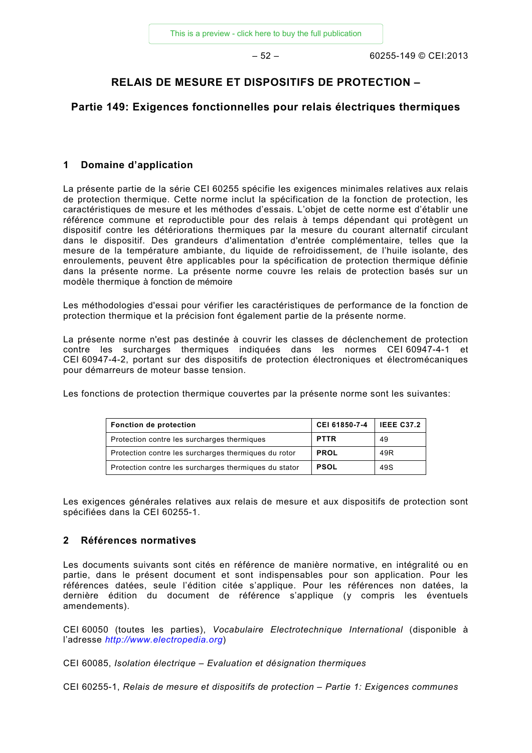# RELAIS DE MESURE ET DISPOSITIFS DE PROTECTION –

## Partie 149: Exigences fonctionnelles pour relais électriques thermiques

## 1 Domaine d'application

La présente partie de la série CEI 60255 spécifie les exigences minimales relatives aux relais de protection thermique. Cette norme inclut la spécification de la fonction de protection, les caractéristiques de mesure et les méthodes d'essais. L'objet de cette norme est d'établir une référence commune et reproductible pour des relais à temps dépendant qui protègent un dispositif contre les détériorations thermiques par la mesure du courant alternatif circulant dans le dispositif. Des grandeurs d'alimentation d'entrée complémentaire, telles que la mesure de la température ambiante, du liquide de refroidissement, de l'huile isolante, des enroulements, peuvent être applicables pour la spécification de protection thermique définie dans la présente norme. La présente norme couvre les relais de protection basés sur un modèle thermique à fonction de mémoire

Les méthodologies d'essai pour vérifier les caractéristiques de performance de la fonction de protection thermique et la précision font également partie de la présente norme.

La présente norme n'est pas destinée à couvrir les classes de déclenchement de protection contre les surcharges thermiques indiquées dans les normes CEI 60947-4-1 et CEI 60947-4-2, portant sur des dispositifs de protection électroniques et électromécaniques pour démarreurs de moteur basse tension.

Les fonctions de protection thermique couvertes par la présente norme sont les suivantes:

| Fonction de protection | CEI 61850-7-4 | IEEE C37.2 |
|---|---|---|
| Protection contre les surcharges thermiques | PTTR | 49 |
| Protection contre les surcharges thermiques du rotor | PROL | 49R |
| Protection contre les surcharges thermiques du stator | PSOL | 49S |

Les exigences générales relatives aux relais de mesure et aux dispositifs de protection sont spécifiées dans la CEI 60255-1.

## 2 Références normatives

Les documents suivants sont cités en référence de manière normative, en intégralité ou en partie, dans le présent document et sont indispensables pour son application. Pour les références datées, seule l'édition citée s'applique. Pour les références non datées, la dernière édition du document de référence s'applique (y compris les éventuels amendements).

CEI 60050 (toutes les parties), *Vocabulaire Electrotechnique International* (disponible à l'adresse *http://www.electropedia.org*)

CEI 60085, *Isolation électrique – Evaluation et désignation thermiques*

CEI 60255-1, *Relais de mesure et dispositifs de protection – Partie 1: Exigences communes*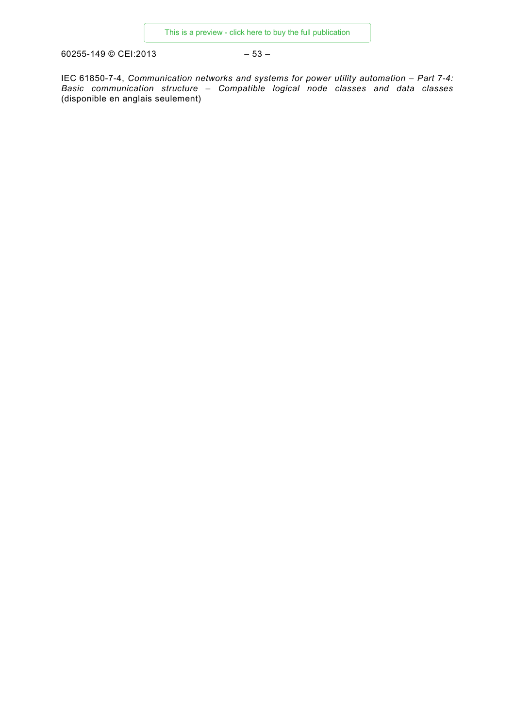IEC 61850-7-4, *Communication networks and systems for power utility automation – Part 7-4: Basic communication structure – Compatible logical node classes and data classes* (disponible en anglais seulement)